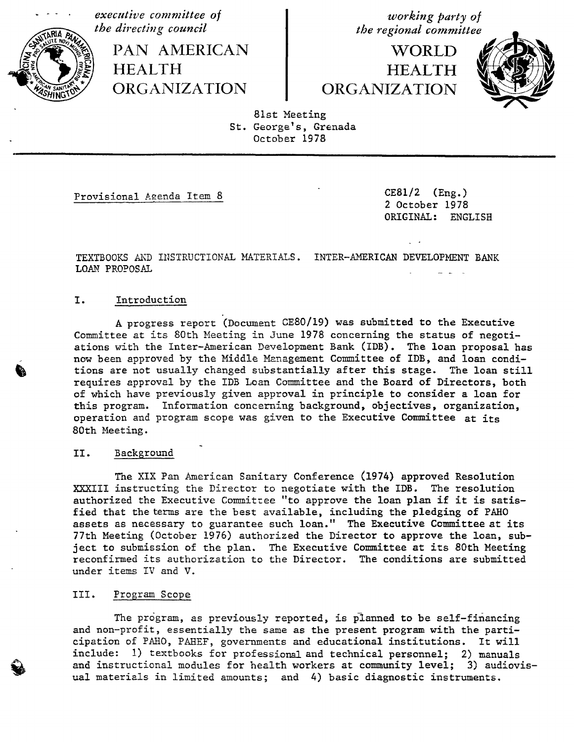*executive committee of the directing council*

PAN AMERICAN HEALTH ORGANIZATION

*working party of the regional committee*

WORLD HEALTH ORGANIZATION

81st Meeting
St. George's, Grenada
October 1978

Provisional Agenda Item 8

CE81/2 (Eng.)
2 October 1978
ORIGINAL: ENGLISH

TEXTBOOKS AND INSTRUCTIONAL MATERIALS. INTER-AMERICAN DEVELOPMENT BANK LOAN PROPOSAL

## I. Introduction

A progress report (Document CE80/19) was submitted to the Executive Committee at its 80th Meeting in June 1978 concerning the status of negotiations with the Inter-American Development Bank (IDB). The loan proposal has now been approved by the Middle Management Committee of IDB, and loan conditions are not usually changed substantially after this stage. The loan still requires approval by the IDB Loan Committee and the Board of Directors, both of which have previously given approval in principle to consider a loan for this program. Information concerning background, objectives, organization, operation and program scope was given to the Executive Committee at its 80th Meeting.

## II. Background

The XIX Pan American Sanitary Conference (1974) approved Resolution XXXIII instructing the Director to negotiate with the IDB. The resolution authorized the Executive Committee "to approve the loan plan if it is satisfied that the terms are the best available, including the pledging of PAHO assets as necessary to guarantee such loan." The Executive Committee at its 77th Meeting (October 1976) authorized the Director to approve the loan, subject to submission of the plan. The Executive Committee at its 80th Meeting reconfirmed its authorization to the Director. The conditions are submitted under items IV and V.

## III. Program Scope

The program, as previously reported, is planned to be self-financing and non-profit, essentially the same as the present program with the participation of PAHO, PAHEF, governments and educational institutions. It will include: 1) textbooks for professional and technical personnel; 2) manuals and instructional modules for health workers at community level; 3) audiovisual materials in limited amounts; and 4) basic diagnostic instruments.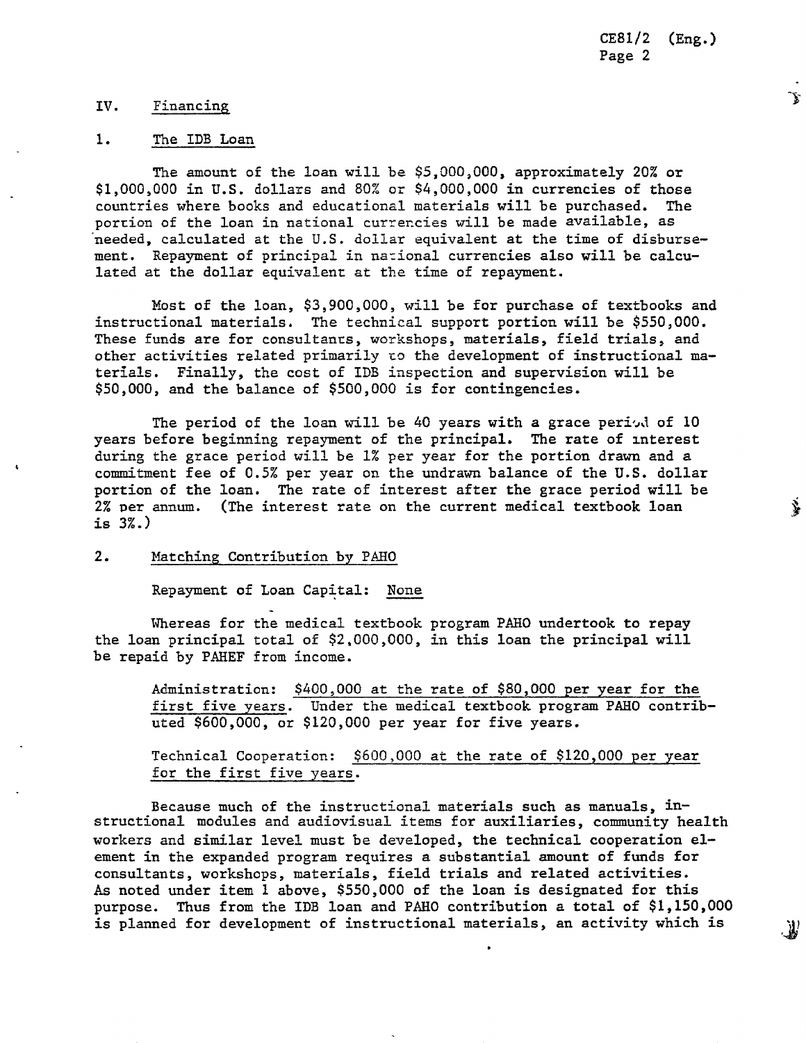## IV. Financing

### 1. The IDB Loan

The amount of the loan will be $5,000,000, approximately 20% or $1,000,000 in U.S. dollars and 80% or $4,000,000 in currencies of those countries where books and educational materials will be purchased. The portion of the loan in national currencies will be made available, as needed, calculated at the U.S. dollar equivalent at the time of disbursement. Repayment of principal in national currencies also will be calculated at the dollar equivalent at the time of repayment.

Most of the loan, $3,900,000, will be for purchase of textbooks and instructional materials. The technical support portion will be $550,000. These funds are for consultants, workshops, materials, field trials, and other activities related primarily to the development of instructional materials. Finally, the cost of IDB inspection and supervision will be $50,000, and the balance of $500,000 is for contingencies.

The period of the loan will be 40 years with a grace period of 10 years before beginning repayment of the principal. The rate of interest during the grace period will be 1% per year for the portion drawn and a commitment fee of 0.5% per year on the undrawn balance of the U.S. dollar portion of the loan. The rate of interest after the grace period will be 2% per annum. (The interest rate on the current medical textbook loan is 3%.)

### 2. Matching Contribution by PAHO

Repayment of Loan Capital: <u>None</u>

Whereas for the medical textbook program PAHO undertook to repay the loan principal total of $2,000,000, in this loan the principal will be repaid by PAHEF from income.

> Administration: <u>$400,000 at the rate of $80,000 per year for the first five years</u>. Under the medical textbook program PAHO contributed $600,000, or $120,000 per year for five years.
>
> Technical Cooperation: <u>$600,000 at the rate of $120,000 per year for the first five years</u>.

Because much of the instructional materials such as manuals, instructional modules and audiovisual items for auxiliaries, community health workers and similar level must be developed, the technical cooperation element in the expanded program requires a substantial amount of funds for consultants, workshops, materials, field trials and related activities. As noted under item 1 above, $550,000 of the loan is designated for this purpose. Thus from the IDB loan and PAHO contribution a total of $1,150,000 is planned for development of instructional materials, an activity which is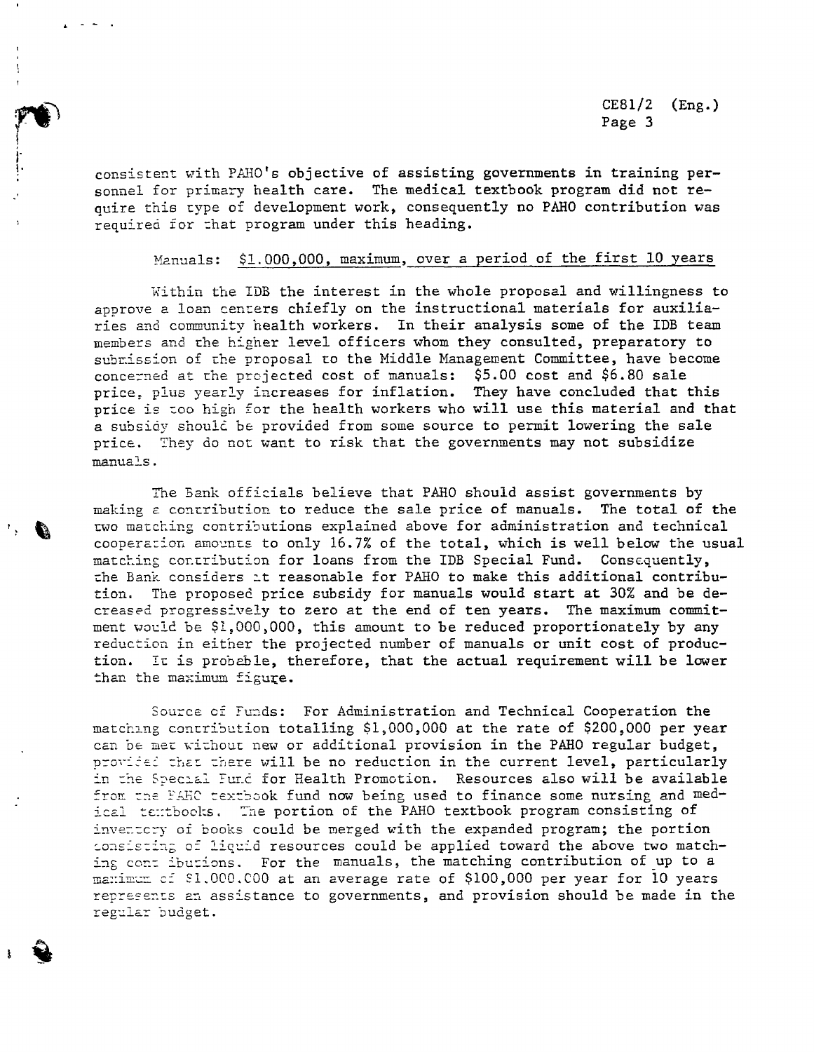consistent with PAHO's objective of assisting governments in training personnel for primary health care. The medical textbook program did not require this type of development work, consequently no PAHO contribution was required for that program under this heading.

Manuals: $1.000,000, maximum, over a period of the first 10 years

Within the IDB the interest in the whole proposal and willingness to approve a loan centers chiefly on the instructional materials for auxiliaries and community health workers. In their analysis some of the IDB team members and the higher level officers whom they consulted, preparatory to submission of the proposal to the Middle Management Committee, have become concerned at the projected cost of manuals: $5.00 cost and $6.80 sale price, plus yearly increases for inflation. They have concluded that this price is too high for the health workers who will use this material and that a subsidy should be provided from some source to permit lowering the sale price. They do not want to risk that the governments may not subsidize manuals.

The Bank officials believe that PAHO should assist governments by making a contribution to reduce the sale price of manuals. The total of the two matching contributions explained above for administration and technical cooperation amounts to only 16.7% of the total, which is well below the usual matching contribution for loans from the IDB Special Fund. Consequently, the Bank considers it reasonable for PAHO to make this additional contribution. The proposed price subsidy for manuals would start at 30% and be decreased progressively to zero at the end of ten years. The maximum commitment would be $1,000,000, this amount to be reduced proportionately by any reduction in either the projected number of manuals or unit cost of production. It is probable, therefore, that the actual requirement will be lower than the maximum figure.

Source of Funds: For Administration and Technical Cooperation the matching contribution totalling $1,000,000 at the rate of $200,000 per year can be met without new or additional provision in the PAHO regular budget, provided that there will be no reduction in the current level, particularly in the Special Fund for Health Promotion. Resources also will be available from the PAHO textbook fund now being used to finance some nursing and medical textbooks. The portion of the PAHO textbook program consisting of inventory of books could be merged with the expanded program; the portion consisting of liquid resources could be applied toward the above two matching contributions. For the manuals, the matching contribution of up to a maximum of $1.000.000 at an average rate of $100,000 per year for 10 years represents an assistance to governments, and provision should be made in the regular budget.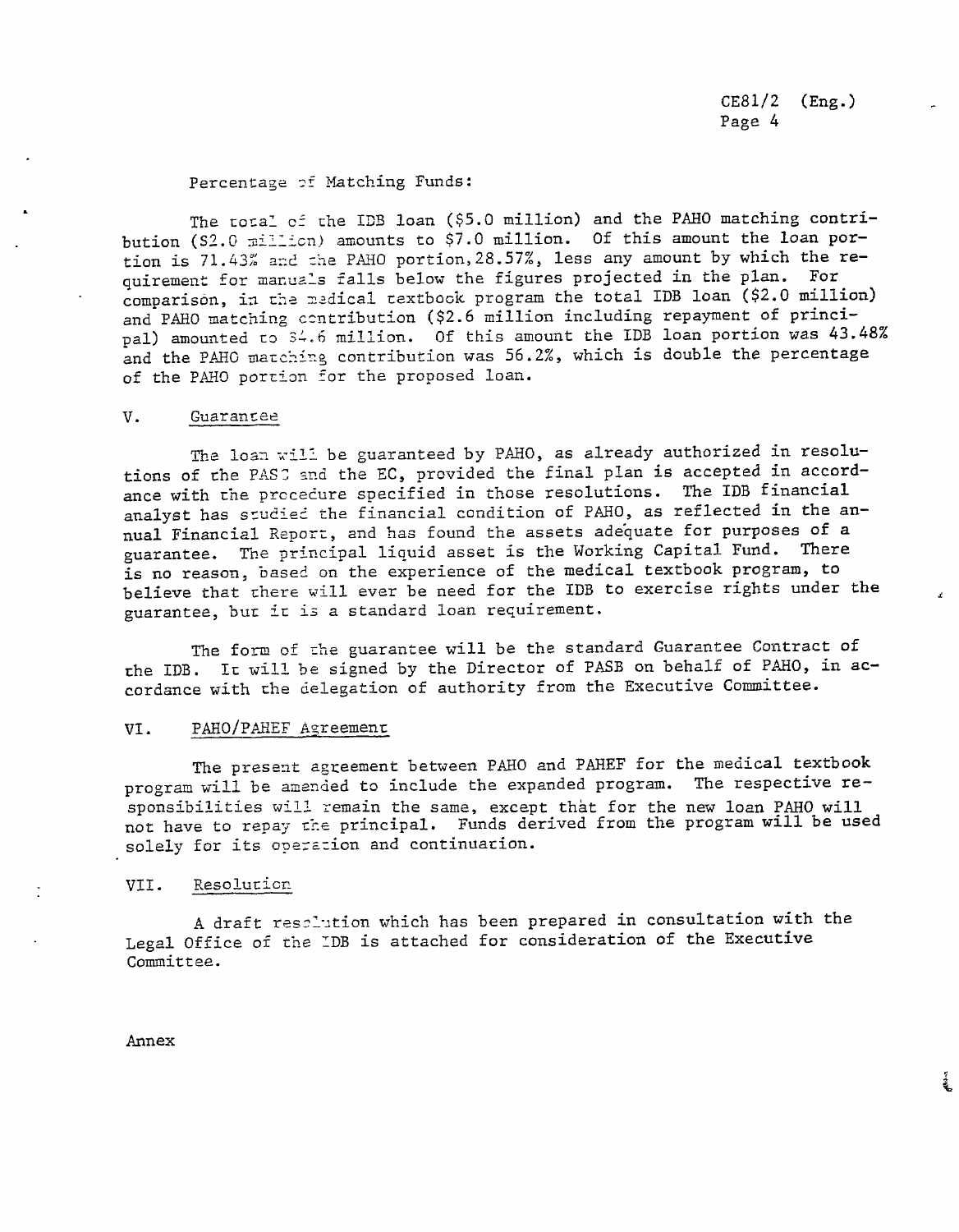Percentage of Matching Funds:

The total of the IDB loan ($5.0 million) and the PAHO matching contribution ($2.0 million) amounts to $7.0 million. Of this amount the loan portion is 71.43% and the PAHO portion, 28.57%, less any amount by which the requirement for manuals falls below the figures projected in the plan. For comparison, in the medical textbook program the total IDB loan ($2.0 million) and PAHO matching contribution ($2.6 million including repayment of principal) amounted to $4.6 million. Of this amount the IDB loan portion was 43.48% and the PAHO matching contribution was 56.2%, which is double the percentage of the PAHO portion for the proposed loan.

## V. Guarantee

The loan will be guaranteed by PAHO, as already authorized in resolutions of the PASB and the EC, provided the final plan is accepted in accordance with the procedure specified in those resolutions. The IDB financial analyst has studied the financial condition of PAHO, as reflected in the annual Financial Report, and has found the assets adequate for purposes of a guarantee. The principal liquid asset is the Working Capital Fund. There is no reason, based on the experience of the medical textbook program, to believe that there will ever be need for the IDB to exercise rights under the guarantee, but it is a standard loan requirement.

The form of the guarantee will be the standard Guarantee Contract of the IDB. It will be signed by the Director of PASB on behalf of PAHO, in accordance with the delegation of authority from the Executive Committee.

## VI. PAHO/PAHEF Agreement

The present agreement between PAHO and PAHEF for the medical textbook program will be amended to include the expanded program. The respective responsibilities will remain the same, except that for the new loan PAHO will not have to repay the principal. Funds derived from the program will be used solely for its operation and continuation.

## VII. Resolution

A draft resolution which has been prepared in consultation with the Legal Office of the IDB is attached for consideration of the Executive Committee.

Annex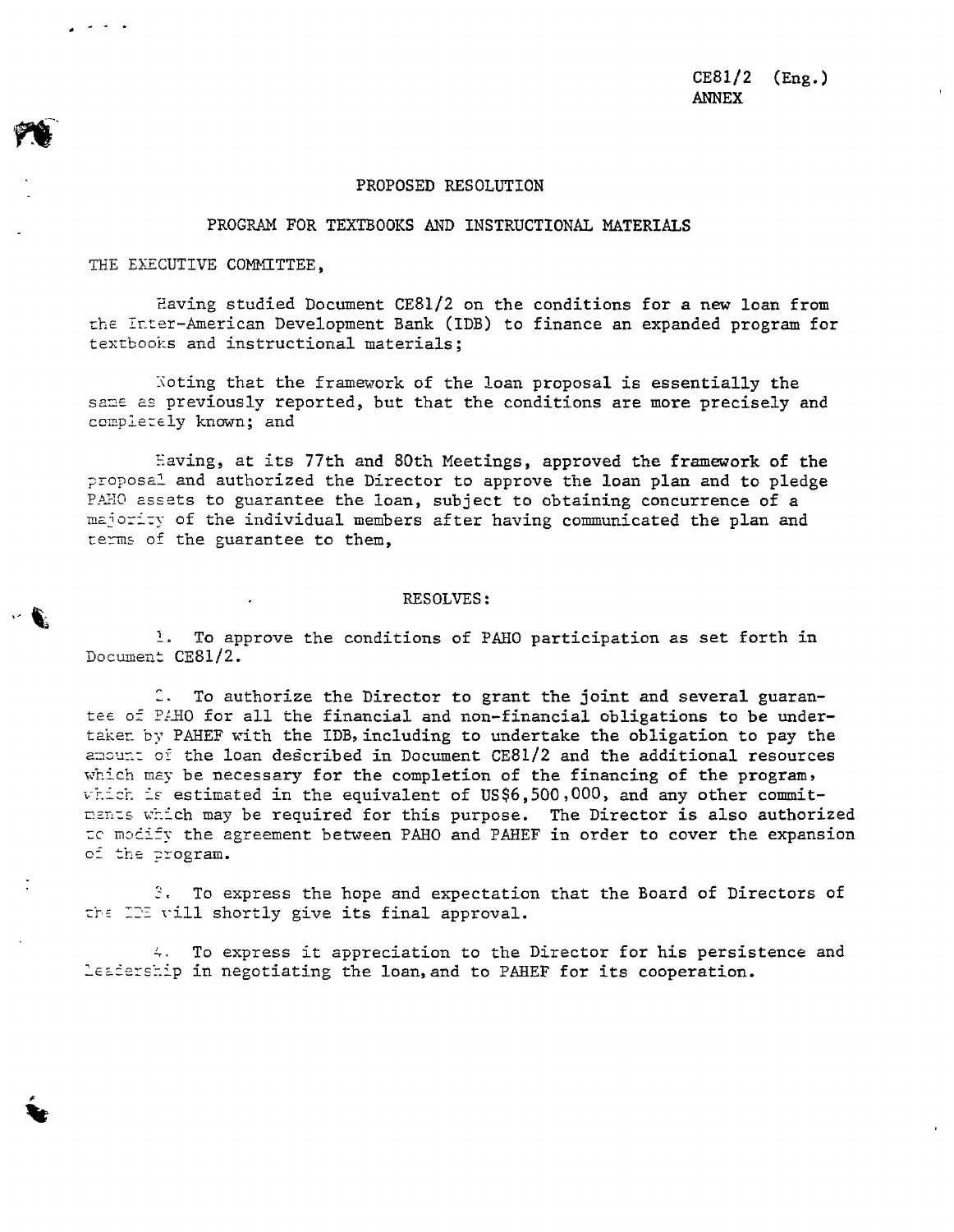CE81/2 (Eng.)
ANNEX

# PROPOSED RESOLUTION

## PROGRAM FOR TEXTBOOKS AND INSTRUCTIONAL MATERIALS

THE EXECUTIVE COMMITTEE,

Having studied Document CE81/2 on the conditions for a new loan from the Inter-American Development Bank (IDB) to finance an expanded program for textbooks and instructional materials;

Noting that the framework of the loan proposal is essentially the same as previously reported, but that the conditions are more precisely and completely known; and

Having, at its 77th and 80th Meetings, approved the framework of the proposal and authorized the Director to approve the loan plan and to pledge PAHO assets to guarantee the loan, subject to obtaining concurrence of a majority of the individual members after having communicated the plan and terms of the guarantee to them,

RESOLVES:

1. To approve the conditions of PAHO participation as set forth in Document CE81/2.

2. To authorize the Director to grant the joint and several guarantee of PAHO for all the financial and non-financial obligations to be undertaken by PAHEF with the IDB, including to undertake the obligation to pay the amount of the loan described in Document CE81/2 and the additional resources which may be necessary for the completion of the financing of the program, which is estimated in the equivalent of US$6,500,000, and any other commitments which may be required for this purpose. The Director is also authorized to modify the agreement between PAHO and PAHEF in order to cover the expansion of the program.

3. To express the hope and expectation that the Board of Directors of the IDB will shortly give its final approval.

4. To express it appreciation to the Director for his persistence and leadership in negotiating the loan, and to PAHEF for its cooperation.